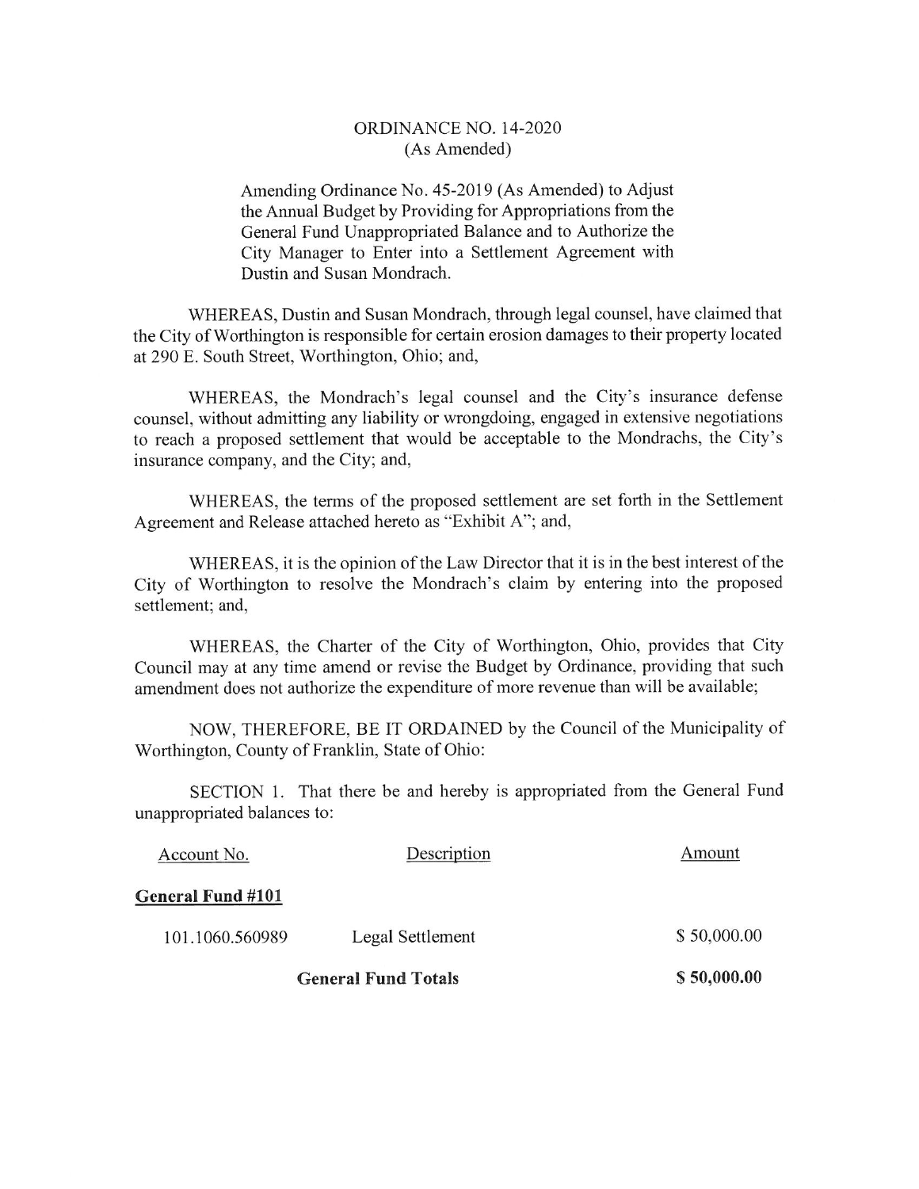# ORDINANCE NO. 14-2020
(As Amended)

Amending Ordinance No. 45-2019 (As Amended) to Adjust the Annual Budget by Providing for Appropriations from the General Fund Unappropriated Balance and to Authorize the City Manager to Enter into a Settlement Agreement with Dustin and Susan Mondrach.

WHEREAS, Dustin and Susan Mondrach, through legal counsel, have claimed that the City of Worthington is responsible for certain erosion damages to their property located at 290 E. South Street, Worthington, Ohio; and,

WHEREAS, the Mondrach's legal counsel and the City's insurance defense counsel, without admitting any liability or wrongdoing, engaged in extensive negotiations to reach a proposed settlement that would be acceptable to the Mondrachs, the City's insurance company, and the City; and,

WHEREAS, the terms of the proposed settlement are set forth in the Settlement Agreement and Release attached hereto as "Exhibit A"; and,

WHEREAS, it is the opinion of the Law Director that it is in the best interest of the City of Worthington to resolve the Mondrach's claim by entering into the proposed settlement; and,

WHEREAS, the Charter of the City of Worthington, Ohio, provides that City Council may at any time amend or revise the Budget by Ordinance, providing that such amendment does not authorize the expenditure of more revenue than will be available;

NOW, THEREFORE, BE IT ORDAINED by the Council of the Municipality of Worthington, County of Franklin, State of Ohio:

SECTION 1. That there be and hereby is appropriated from the General Fund unappropriated balances to:

| Account No. | Description | Amount |
|---|---|---|
| **General Fund #101** | | |
| 101.1060.560989 | Legal Settlement | $ 50,000.00 |
| | **General Fund Totals** | **$ 50,000.00** |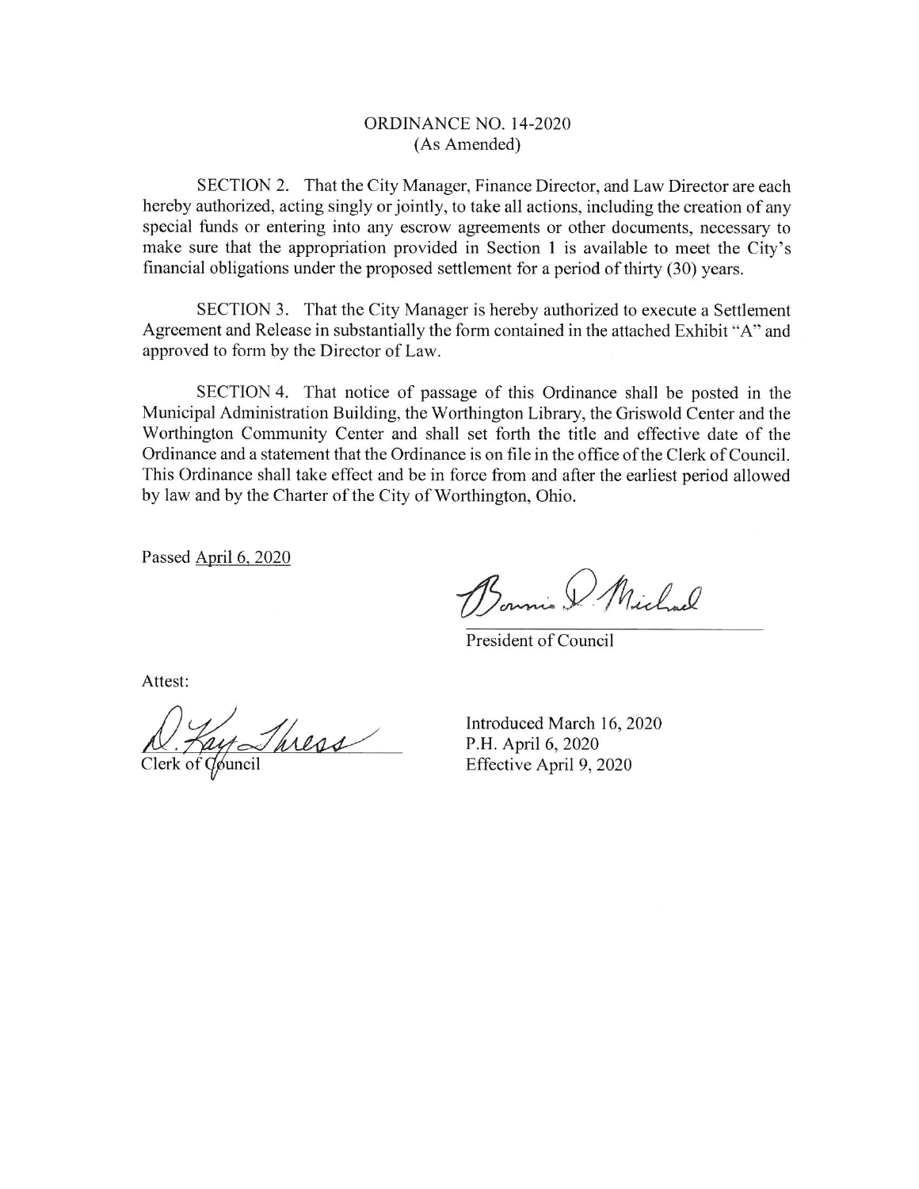ORDINANCE NO. 14-2020
(As Amended)

SECTION 2. That the City Manager, Finance Director, and Law Director are each hereby authorized, acting singly or jointly, to take all actions, including the creation of any special funds or entering into any escrow agreements or other documents, necessary to make sure that the appropriation provided in Section 1 is available to meet the City's financial obligations under the proposed settlement for a period of thirty (30) years.

SECTION 3. That the City Manager is hereby authorized to execute a Settlement Agreement and Release in substantially the form contained in the attached Exhibit "A" and approved to form by the Director of Law.

SECTION 4. That notice of passage of this Ordinance shall be posted in the Municipal Administration Building, the Worthington Library, the Griswold Center and the Worthington Community Center and shall set forth the title and effective date of the Ordinance and a statement that the Ordinance is on file in the office of the Clerk of Council. This Ordinance shall take effect and be in force from and after the earliest period allowed by law and by the Charter of the City of Worthington, Ohio.

Passed April 6, 2020

Bonnie D. Michael

President of Council

Attest:

D. Kay Thress

Clerk of Council

Introduced March 16, 2020
P.H. April 6, 2020
Effective April 9, 2020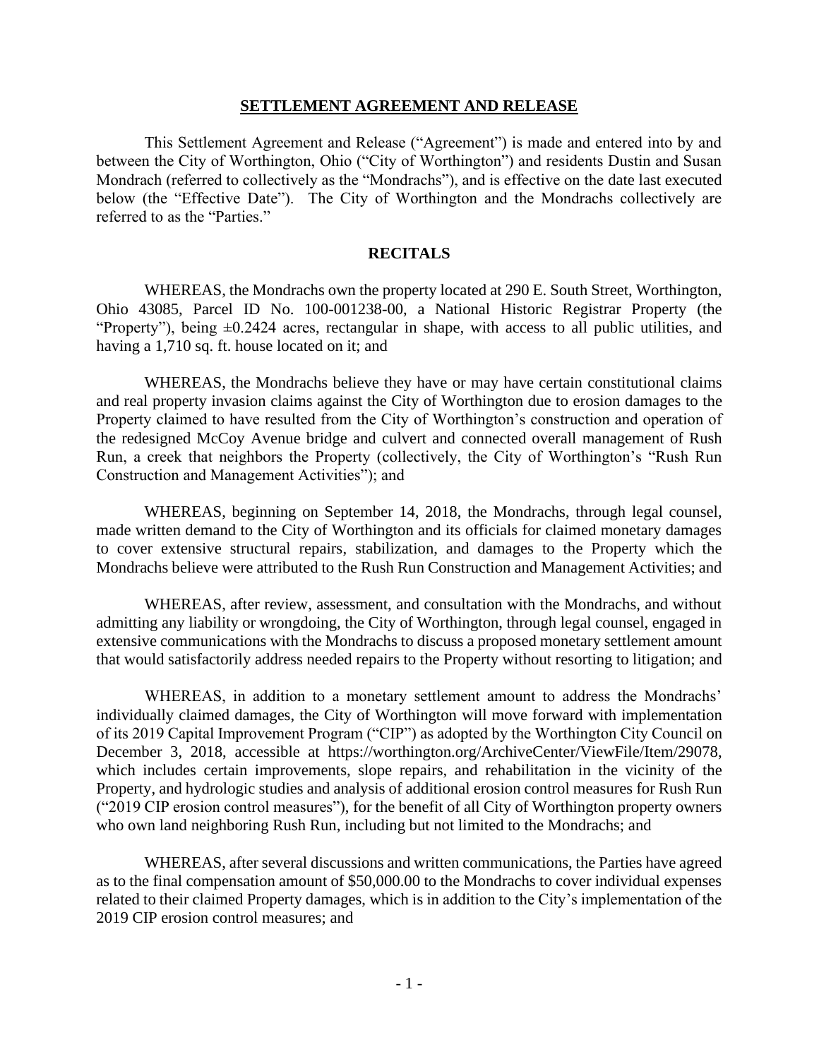## SETTLEMENT AGREEMENT AND RELEASE

This Settlement Agreement and Release ("Agreement") is made and entered into by and between the City of Worthington, Ohio ("City of Worthington") and residents Dustin and Susan Mondrach (referred to collectively as the "Mondrachs"), and is effective on the date last executed below (the "Effective Date"). The City of Worthington and the Mondrachs collectively are referred to as the "Parties."

## RECITALS

WHEREAS, the Mondrachs own the property located at 290 E. South Street, Worthington, Ohio 43085, Parcel ID No. 100-001238-00, a National Historic Registrar Property (the "Property"), being ±0.2424 acres, rectangular in shape, with access to all public utilities, and having a 1,710 sq. ft. house located on it; and

WHEREAS, the Mondrachs believe they have or may have certain constitutional claims and real property invasion claims against the City of Worthington due to erosion damages to the Property claimed to have resulted from the City of Worthington's construction and operation of the redesigned McCoy Avenue bridge and culvert and connected overall management of Rush Run, a creek that neighbors the Property (collectively, the City of Worthington's "Rush Run Construction and Management Activities"); and

WHEREAS, beginning on September 14, 2018, the Mondrachs, through legal counsel, made written demand to the City of Worthington and its officials for claimed monetary damages to cover extensive structural repairs, stabilization, and damages to the Property which the Mondrachs believe were attributed to the Rush Run Construction and Management Activities; and

WHEREAS, after review, assessment, and consultation with the Mondrachs, and without admitting any liability or wrongdoing, the City of Worthington, through legal counsel, engaged in extensive communications with the Mondrachs to discuss a proposed monetary settlement amount that would satisfactorily address needed repairs to the Property without resorting to litigation; and

WHEREAS, in addition to a monetary settlement amount to address the Mondrachs' individually claimed damages, the City of Worthington will move forward with implementation of its 2019 Capital Improvement Program ("CIP") as adopted by the Worthington City Council on December 3, 2018, accessible at https://worthington.org/ArchiveCenter/ViewFile/Item/29078, which includes certain improvements, slope repairs, and rehabilitation in the vicinity of the Property, and hydrologic studies and analysis of additional erosion control measures for Rush Run ("2019 CIP erosion control measures"), for the benefit of all City of Worthington property owners who own land neighboring Rush Run, including but not limited to the Mondrachs; and

WHEREAS, after several discussions and written communications, the Parties have agreed as to the final compensation amount of $50,000.00 to the Mondrachs to cover individual expenses related to their claimed Property damages, which is in addition to the City's implementation of the 2019 CIP erosion control measures; and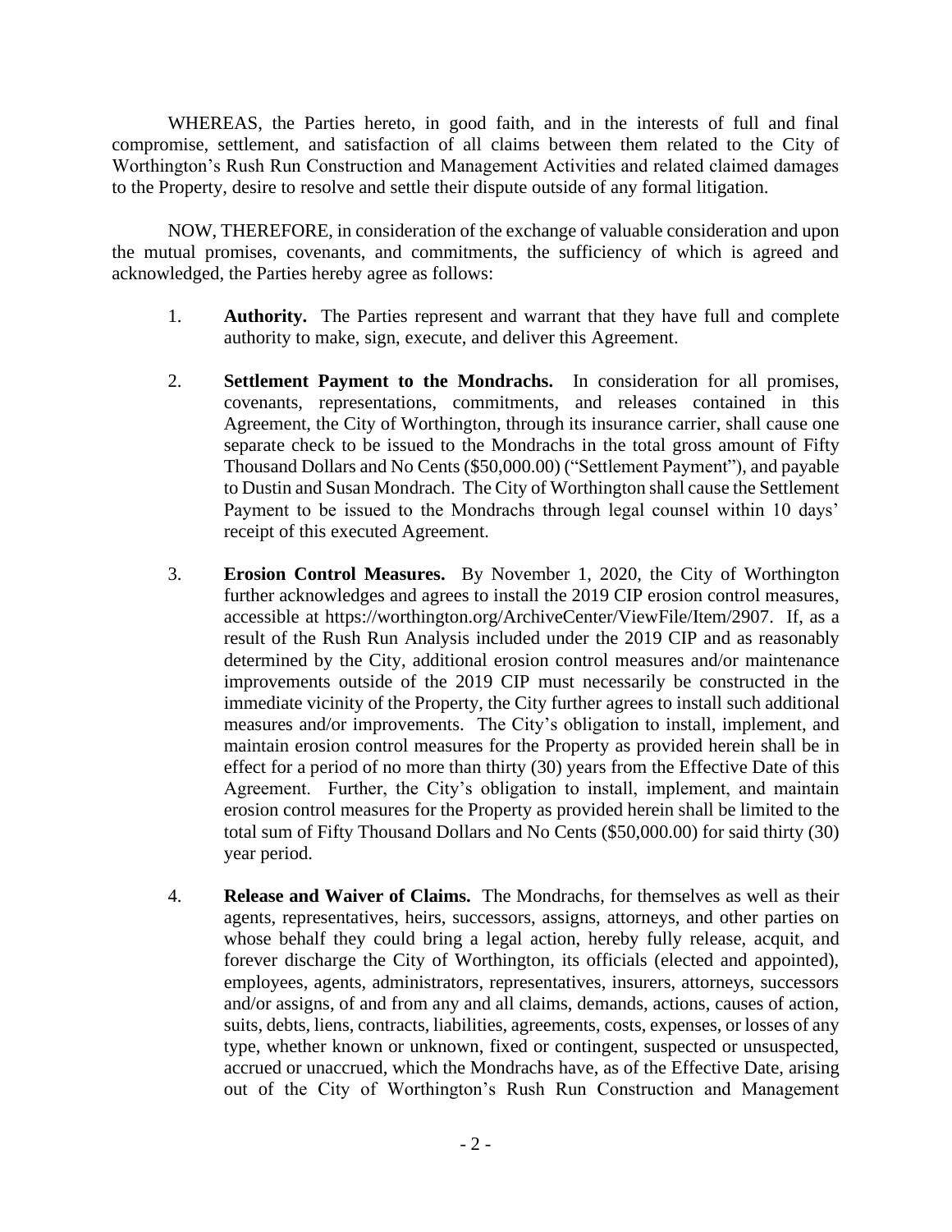WHEREAS, the Parties hereto, in good faith, and in the interests of full and final compromise, settlement, and satisfaction of all claims between them related to the City of Worthington's Rush Run Construction and Management Activities and related claimed damages to the Property, desire to resolve and settle their dispute outside of any formal litigation.

NOW, THEREFORE, in consideration of the exchange of valuable consideration and upon the mutual promises, covenants, and commitments, the sufficiency of which is agreed and acknowledged, the Parties hereby agree as follows:

1. **Authority.** The Parties represent and warrant that they have full and complete authority to make, sign, execute, and deliver this Agreement.

2. **Settlement Payment to the Mondrachs.** In consideration for all promises, covenants, representations, commitments, and releases contained in this Agreement, the City of Worthington, through its insurance carrier, shall cause one separate check to be issued to the Mondrachs in the total gross amount of Fifty Thousand Dollars and No Cents ($50,000.00) ("Settlement Payment"), and payable to Dustin and Susan Mondrach. The City of Worthington shall cause the Settlement Payment to be issued to the Mondrachs through legal counsel within 10 days' receipt of this executed Agreement.

3. **Erosion Control Measures.** By November 1, 2020, the City of Worthington further acknowledges and agrees to install the 2019 CIP erosion control measures, accessible at https://worthington.org/ArchiveCenter/ViewFile/Item/2907. If, as a result of the Rush Run Analysis included under the 2019 CIP and as reasonably determined by the City, additional erosion control measures and/or maintenance improvements outside of the 2019 CIP must necessarily be constructed in the immediate vicinity of the Property, the City further agrees to install such additional measures and/or improvements. The City's obligation to install, implement, and maintain erosion control measures for the Property as provided herein shall be in effect for a period of no more than thirty (30) years from the Effective Date of this Agreement. Further, the City's obligation to install, implement, and maintain erosion control measures for the Property as provided herein shall be limited to the total sum of Fifty Thousand Dollars and No Cents ($50,000.00) for said thirty (30) year period.

4. **Release and Waiver of Claims.** The Mondrachs, for themselves as well as their agents, representatives, heirs, successors, assigns, attorneys, and other parties on whose behalf they could bring a legal action, hereby fully release, acquit, and forever discharge the City of Worthington, its officials (elected and appointed), employees, agents, administrators, representatives, insurers, attorneys, successors and/or assigns, of and from any and all claims, demands, actions, causes of action, suits, debts, liens, contracts, liabilities, agreements, costs, expenses, or losses of any type, whether known or unknown, fixed or contingent, suspected or unsuspected, accrued or unaccrued, which the Mondrachs have, as of the Effective Date, arising out of the City of Worthington's Rush Run Construction and Management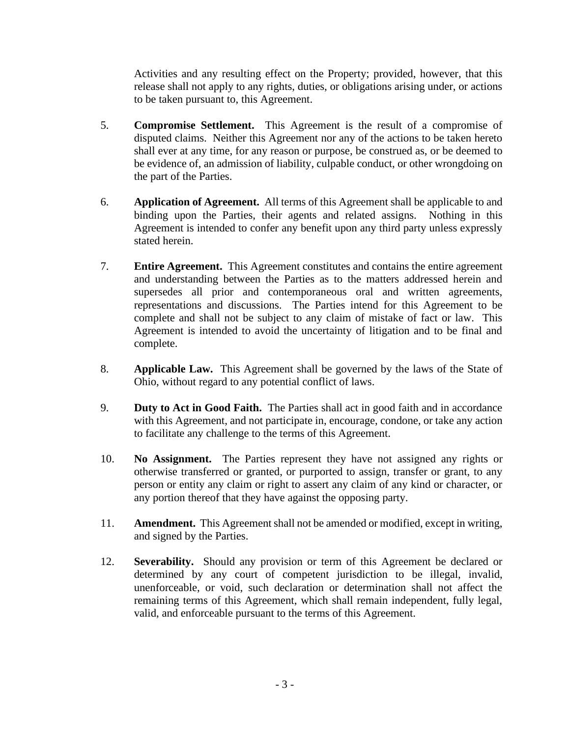Activities and any resulting effect on the Property; provided, however, that this release shall not apply to any rights, duties, or obligations arising under, or actions to be taken pursuant to, this Agreement.

5. **Compromise Settlement.** This Agreement is the result of a compromise of disputed claims. Neither this Agreement nor any of the actions to be taken hereto shall ever at any time, for any reason or purpose, be construed as, or be deemed to be evidence of, an admission of liability, culpable conduct, or other wrongdoing on the part of the Parties.

6. **Application of Agreement.** All terms of this Agreement shall be applicable to and binding upon the Parties, their agents and related assigns. Nothing in this Agreement is intended to confer any benefit upon any third party unless expressly stated herein.

7. **Entire Agreement.** This Agreement constitutes and contains the entire agreement and understanding between the Parties as to the matters addressed herein and supersedes all prior and contemporaneous oral and written agreements, representations and discussions. The Parties intend for this Agreement to be complete and shall not be subject to any claim of mistake of fact or law. This Agreement is intended to avoid the uncertainty of litigation and to be final and complete.

8. **Applicable Law.** This Agreement shall be governed by the laws of the State of Ohio, without regard to any potential conflict of laws.

9. **Duty to Act in Good Faith.** The Parties shall act in good faith and in accordance with this Agreement, and not participate in, encourage, condone, or take any action to facilitate any challenge to the terms of this Agreement.

10. **No Assignment.** The Parties represent they have not assigned any rights or otherwise transferred or granted, or purported to assign, transfer or grant, to any person or entity any claim or right to assert any claim of any kind or character, or any portion thereof that they have against the opposing party.

11. **Amendment.** This Agreement shall not be amended or modified, except in writing, and signed by the Parties.

12. **Severability.** Should any provision or term of this Agreement be declared or determined by any court of competent jurisdiction to be illegal, invalid, unenforceable, or void, such declaration or determination shall not affect the remaining terms of this Agreement, which shall remain independent, fully legal, valid, and enforceable pursuant to the terms of this Agreement.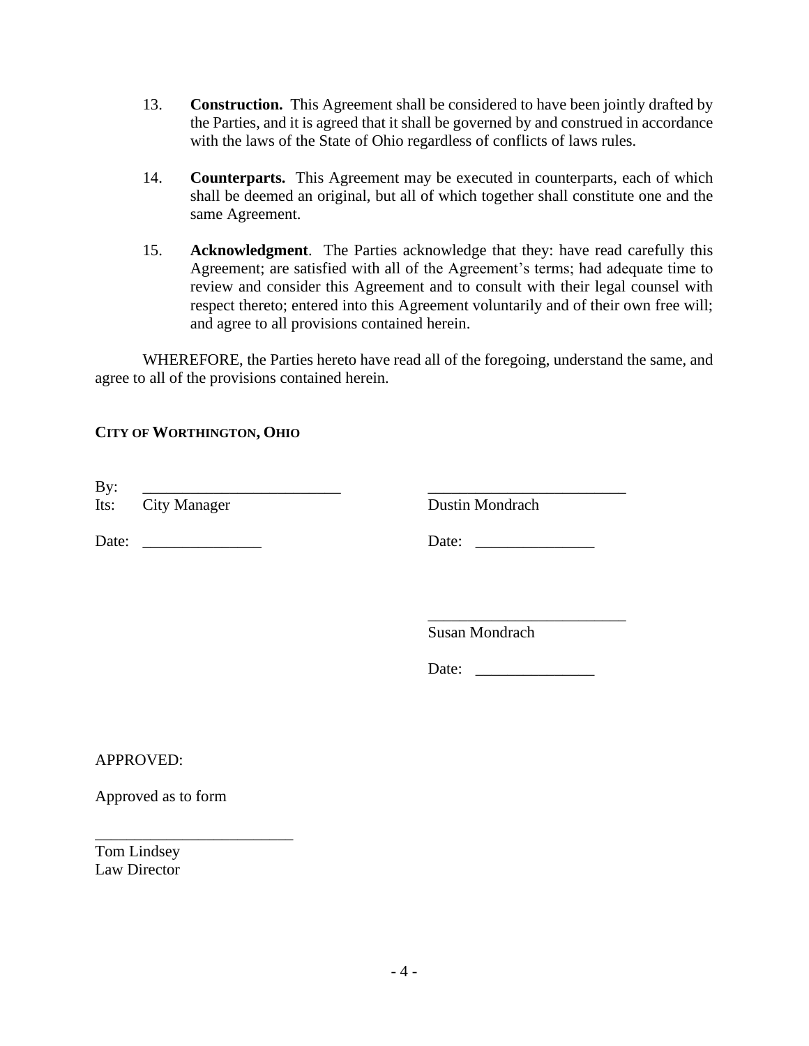13. **Construction.** This Agreement shall be considered to have been jointly drafted by the Parties, and it is agreed that it shall be governed by and construed in accordance with the laws of the State of Ohio regardless of conflicts of laws rules.

14. **Counterparts.** This Agreement may be executed in counterparts, each of which shall be deemed an original, but all of which together shall constitute one and the same Agreement.

15. **Acknowledgment**. The Parties acknowledge that they: have read carefully this Agreement; are satisfied with all of the Agreement's terms; had adequate time to review and consider this Agreement and to consult with their legal counsel with respect thereto; entered into this Agreement voluntarily and of their own free will; and agree to all provisions contained herein.

WHEREFORE, the Parties hereto have read all of the foregoing, understand the same, and agree to all of the provisions contained herein.

**CITY OF WORTHINGTON, OHIO**

By: _________________________

Its: City Manager

Date: _______________

_________________________

Dustin Mondrach

Date: _______________

_________________________

Susan Mondrach

Date: _______________

APPROVED:

Approved as to form

_________________________

Tom Lindsey

Law Director